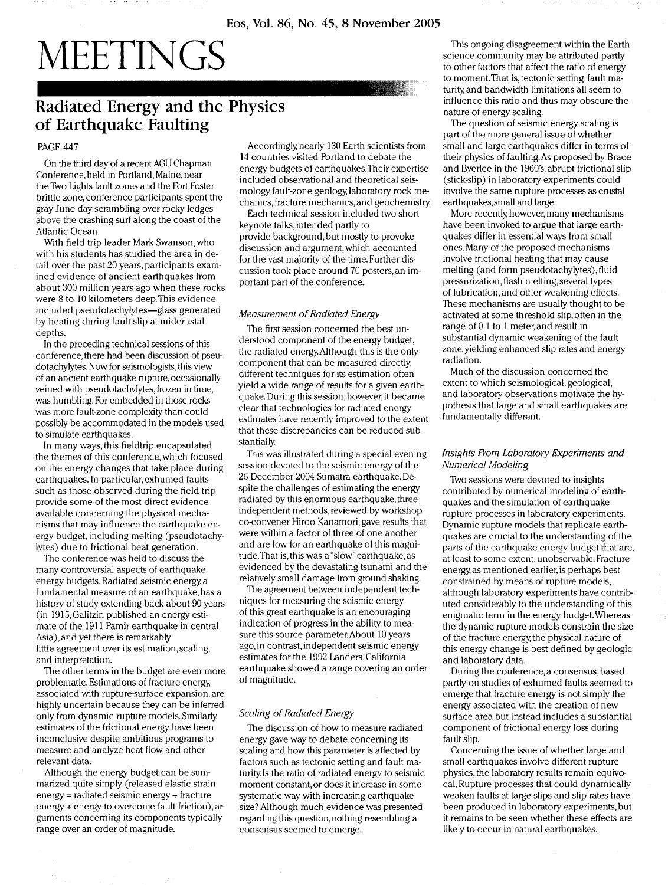# MEETINGS

## Radiated Energy and the Physics of Earthquake Faulting

PAGE 447

On the third day of a recent AGU Chapman Conference, held in Portland, Maine, near the Two Lights fault zones and the Fort Foster brittle zone, conference participants spent the gray June day scrambling over rocky ledges above the crashing surf along the coast of the Atlantic Ocean.

With field trip leader Mark Swanson, who with his students has studied the area in detail over the past 20 years, participants examined evidence of ancient earthquakes from about 300 million years ago when these rocks were 8 to 10 kilometers deep. This evidence included pseudotachylytes—glass generated by heating during fault slip at midcrustal depths.

In the preceding technical sessions of this conference, there had been discussion of pseudotachylytes. Now, for seismologists, this view of an ancient earthquake rupture, occasionally veined with pseudotachylytes, frozen in time, was humbling. For embedded in those rocks was more fault-zone complexity than could possibly be accommodated in the models used to simulate earthquakes.

In many ways, this fieldtrip encapsulated the themes of this conference, which focused on the energy changes that take place during earthquakes. In particular, exhumed faults such as those observed during the field trip provide some of the most direct evidence available concerning the physical mechanisms that may influence the earthquake energy budget, including melting (pseudotachylytes) due to frictional heat generation.

The conference was held to discuss the many controversial aspects of earthquake energy budgets. Radiated seismic energy, a fundamental measure of an earthquake, has a history of study extending back about 90 years (in 1915, Galitzin published an energy estimate of the 1911 Pamir earthquake in central Asia), and yet there is remarkably little agreement over its estimation, scaling, and interpretation.

The other terms in the budget are even more problematic. Estimations of fracture energy, associated with rupture-surface expansion, are highly uncertain because they can be inferred only from dynamic rupture models. Similarly, estimates of the frictional energy have been inconclusive despite ambitious programs to measure and analyze heat flow and other relevant data.

Although the energy budget can be summarized quite simply (released elastic strain energy = radiated seismic energy + fracture energy + energy to overcome fault friction), arguments concerning its components typically range over an order of magnitude.

Accordingly, nearly 130 Earth scientists from 14 countries visited Portland to debate the energy budgets of earthquakes. Their expertise included observational and theoretical seismology, fault-zone geology, laboratory rock mechanics, fracture mechanics, and geochemistry.

Each technical session included two short keynote talks, intended partly to provide background, but mostly to provoke discussion and argument, which accounted for the vast majority of the time. Further discussion took place around 70 posters, an important part of the conference.

### *Measurement of Radiated Energy*

The first session concerned the best understood component of the energy budget, the radiated energy. Although this is the only component that can be measured directly, different techniques for its estimation often yield a wide range of results for a given earthquake. During this session, however, it became clear that technologies for radiated energy estimates have recently improved to the extent that these discrepancies can be reduced substantially.

This was illustrated during a special evening session devoted to the seismic energy of the 26 December 2004 Sumatra earthquake. Despite the challenges of estimating the energy radiated by this enormous earthquake, three independent methods, reviewed by workshop co-convener Hiroo Kanamori, gave results that were within a factor of three of one another and are low for an earthquake of this magnitude. That is, this was a "slow" earthquake, as evidenced by the devastating tsunami and the relatively small damage from ground shaking.

The agreement between independent techniques for measuring the seismic energy of this great earthquake is an encouraging indication of progress in the ability to measure this source parameter. About 10 years ago, in contrast, independent seismic energy estimates for the 1992 Landers, California earthquake showed a range covering an order of magnitude.

### *Scaling of Radiated Energy*

The discussion of how to measure radiated energy gave way to debate concerning its scaling and how this parameter is affected by factors such as tectonic setting and fault maturity. Is the ratio of radiated energy to seismic moment constant, or does it increase in some systematic way with increasing earthquake size? Although much evidence was presented regarding this question, nothing resembling a consensus seemed to emerge.

This ongoing disagreement within the Earth science community may be attributed partly to other factors that affect the ratio of energy to moment. That is, tectonic setting, fault maturity, and bandwidth limitations all seem to influence this ratio and thus may obscure the nature of energy scaling.

The question of seismic energy scaling is part of the more general issue of whether small and large earthquakes differ in terms of their physics of faulting. As proposed by Brace and Byerlee in the 1960's, abrupt frictional slip (stick-slip) in laboratory experiments could involve the same rupture processes as crustal earthquakes, small and large.

More recently, however, many mechanisms have been invoked to argue that large earthquakes differ in essential ways from small ones. Many of the proposed mechanisms involve frictional heating that may cause melting (and form pseudotachylytes), fluid pressurization, flash melting, several types of lubrication, and other weakening effects. These mechanisms are usually thought to be activated at some threshold slip, often in the range of 0.1 to 1 meter, and result in substantial dynamic weakening of the fault zone, yielding enhanced slip rates and energy radiation.

Much of the discussion concerned the extent to which seismological, geological, and laboratory observations motivate the hypothesis that large and small earthquakes are fundamentally different.

### *Insights From Laboratory Experiments and Numerical Modeling*

Two sessions were devoted to insights contributed by numerical modeling of earthquakes and the simulation of earthquake rupture processes in laboratory experiments. Dynamic rupture models that replicate earthquakes are crucial to the understanding of the parts of the earthquake energy budget that are, at least to some extent, unobservable. Fracture energy, as mentioned earlier, is perhaps best constrained by means of rupture models, although laboratory experiments have contributed considerably to the understanding of this enigmatic term in the energy budget. Whereas the dynamic rupture models constrain the size of the fracture energy, the physical nature of this energy change is best defined by geologic and laboratory data.

During the conference, a consensus, based partly on studies of exhumed faults, seemed to emerge that fracture energy is not simply the energy associated with the creation of new surface area but instead includes a substantial component of frictional energy loss during fault slip.

Concerning the issue of whether large and small earthquakes involve different rupture physics, the laboratory results remain equivocal. Rupture processes that could dynamically weaken faults at large slips and slip rates have been produced in laboratory experiments, but it remains to be seen whether these effects are likely to occur in natural earthquakes.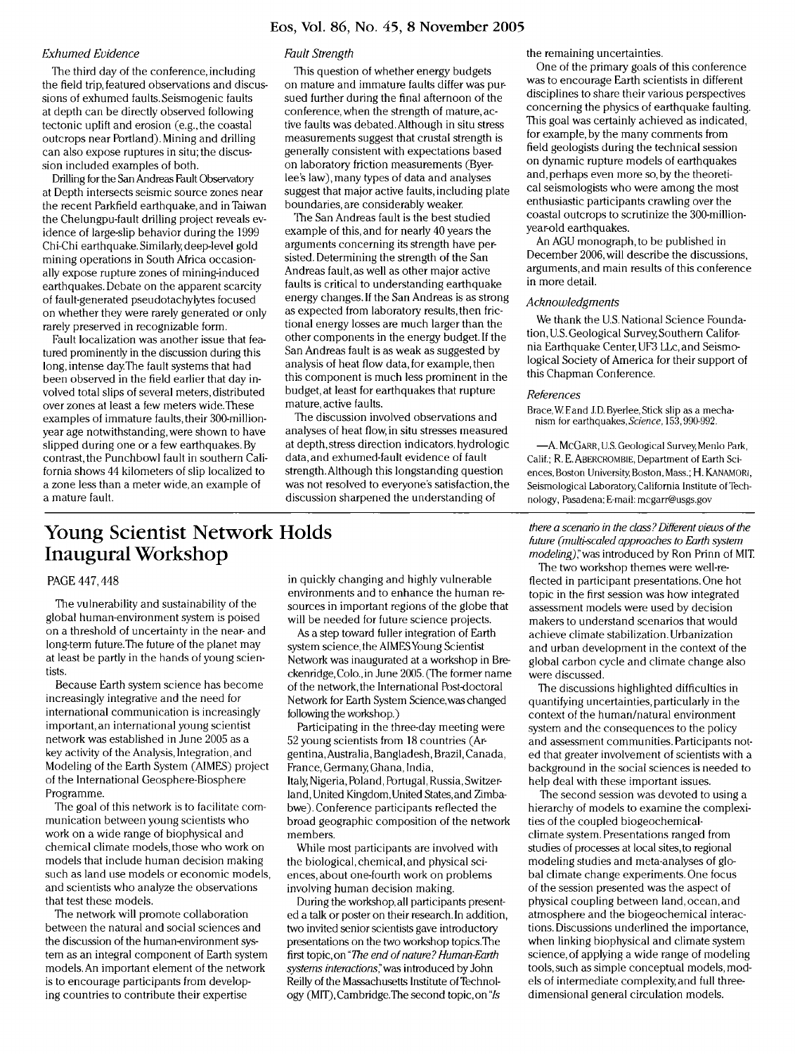### Exhumed Evidence

The third day of the conference, including the field trip, featured observations and discussions of exhumed faults. Seismogenic faults at depth can be directly observed following tectonic uplift and erosion (e.g., the coastal outcrops near Portland). Mining and drilling can also expose ruptures in situ; the discussion included examples of both.

Drilling for the San Andreas Fault Observatory at Depth intersects seismic source zones near the recent Parkfield earthquake, and in Taiwan the Chelungpu-fault drilling project reveals evidence of large-slip behavior during the 1999 Chi-Chi earthquake. Similarly, deep-level gold mining operations in South Africa occasionally expose rupture zones of mining-induced earthquakes. Debate on the apparent scarcity of fault-generated pseudotachylytes focused on whether they were rarely generated or only rarely preserved in recognizable form.

Fault localization was another issue that featured prominently in the discussion during this long, intense day. The fault systems that had been observed in the field earlier that day involved total slips of several meters, distributed over zones at least a few meters wide. These examples of immature faults, their 300-million-year age notwithstanding, were shown to have slipped during one or a few earthquakes. By contrast, the Punchbowl fault in southern California shows 44 kilometers of slip localized to a zone less than a meter wide, an example of a mature fault.

### Fault Strength

This question of whether energy budgets on mature and immature faults differ was pursued further during the final afternoon of the conference, when the strength of mature, active faults was debated. Although in situ stress measurements suggest that crustal strength is generally consistent with expectations based on laboratory friction measurements (Byerlee's law), many types of data and analyses suggest that major active faults, including plate boundaries, are considerably weaker.

The San Andreas fault is the best studied example of this, and for nearly 40 years the arguments concerning its strength have persisted. Determining the strength of the San Andreas fault, as well as other major active faults is critical to understanding earthquake energy changes. If the San Andreas is as strong as expected from laboratory results, then frictional energy losses are much larger than the other components in the energy budget. If the San Andreas fault is as weak as suggested by analysis of heat flow data, for example, then this component is much less prominent in the budget, at least for earthquakes that rupture mature, active faults.

The discussion involved observations and analyses of heat flow, in situ stresses measured at depth, stress direction indicators, hydrologic data, and exhumed-fault evidence of fault strength. Although this longstanding question was not resolved to everyone's satisfaction, the discussion sharpened the understanding of the remaining uncertainties.

One of the primary goals of this conference was to encourage Earth scientists in different disciplines to share their various perspectives concerning the physics of earthquake faulting. This goal was certainly achieved as indicated, for example, by the many comments from field geologists during the technical session on dynamic rupture models of earthquakes and, perhaps even more so, by the theoretical seismologists who were among the most enthusiastic participants crawling over the coastal outcrops to scrutinize the 300-million-year-old earthquakes.

An AGU monograph, to be published in December 2006, will describe the discussions, arguments, and main results of this conference in more detail.

### Acknowledgments

We thank the U.S. National Science Foundation, U.S. Geological Survey, Southern California Earthquake Center, UF3 LLc, and Seismological Society of America for their support of this Chapman Conference.

### References

Brace, W. F. and J. D. Byerlee, Stick slip as a mechanism for earthquakes, *Science*, 153, 990-992.

—A. McGarr, U.S. Geological Survey, Menlo Park, Calif.; R. E. Abercrombie, Department of Earth Sciences, Boston University, Boston, Mass.; H. Kanamori, Seismological Laboratory, California Institute of Technology, Pasadena; E-mail: mcgarr@usgs.gov

# Young Scientist Network Holds Inaugural Workshop

PAGE 447, 448

The vulnerability and sustainability of the global human-environment system is poised on a threshold of uncertainty in the near- and long-term future. The future of the planet may at least be partly in the hands of young scientists.

Because Earth system science has become increasingly integrative and the need for international communication is increasingly important, an international young scientist network was established in June 2005 as a key activity of the Analysis, Integration, and Modeling of the Earth System (AIMES) project of the International Geosphere-Biosphere Programme.

The goal of this network is to facilitate communication between young scientists who work on a wide range of biophysical and chemical climate models, those who work on models that include human decision making such as land use models or economic models, and scientists who analyze the observations that test these models.

The network will promote collaboration between the natural and social sciences and the discussion of the human-environment system as an integral component of Earth system models. An important element of the network is to encourage participants from developing countries to contribute their expertise in quickly changing and highly vulnerable environments and to enhance the human resources in important regions of the globe that will be needed for future science projects.

As a step toward fuller integration of Earth system science, the AIMES Young Scientist Network was inaugurated at a workshop in Breckenridge, Colo., in June 2005. (The former name of the network, the International Post-doctoral Network for Earth System Science, was changed following the workshop.)

Participating in the three-day meeting were 52 young scientists from 18 countries (Argentina, Australia, Bangladesh, Brazil, Canada, France, Germany, Ghana, India, Italy, Nigeria, Poland, Portugal, Russia, Switzerland, United Kingdom, United States, and Zimbabwe). Conference participants reflected the broad geographic composition of the network members.

While most participants are involved with the biological, chemical, and physical sciences, about one-fourth work on problems involving human decision making.

During the workshop, all participants presented a talk or poster on their research. In addition, two invited senior scientists gave introductory presentations on the two workshop topics. The first topic, on "*The end of nature? Human-Earth systems interactions*," was introduced by John Reilly of the Massachusetts Institute of Technology (MIT), Cambridge. The second topic, on "*Is there a scenario in the class? Different views of the future (multi-scaled approaches to Earth system modeling)*," was introduced by Ron Prinn of MIT.

The two workshop themes were well-reflected in participant presentations. One hot topic in the first session was how integrated assessment models were used by decision makers to understand scenarios that would achieve climate stabilization. Urbanization and urban development in the context of the global carbon cycle and climate change also were discussed.

The discussions highlighted difficulties in quantifying uncertainties, particularly in the context of the human/natural environment system and the consequences to the policy and assessment communities. Participants noted that greater involvement of scientists with a background in the social sciences is needed to help deal with these important issues.

The second session was devoted to using a hierarchy of models to examine the complexities of the coupled biogeochemical-climate system. Presentations ranged from studies of processes at local sites, to regional modeling studies and meta-analyses of global climate change experiments. One focus of the session presented was the aspect of physical coupling between land, ocean, and atmosphere and the biogeochemical interactions. Discussions underlined the importance, when linking biophysical and climate system science, of applying a wide range of modeling tools, such as simple conceptual models, models of intermediate complexity, and full three-dimensional general circulation models.